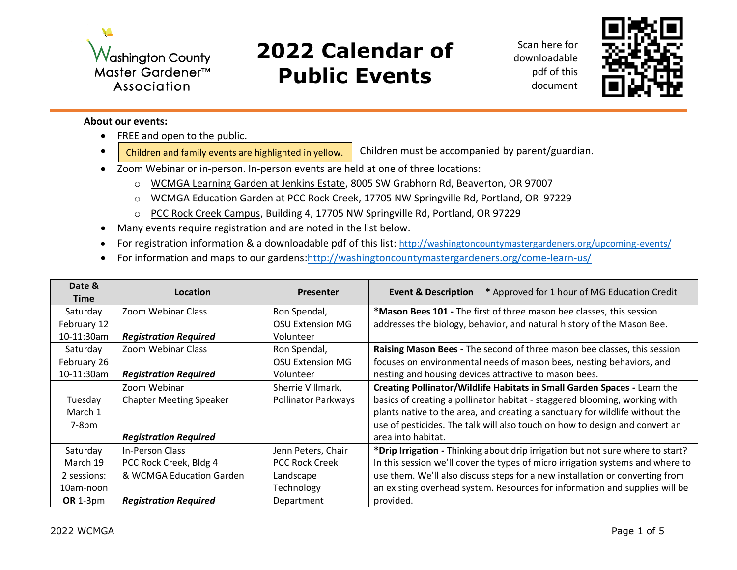Washington County Master Gardener™ Association

# 2022 Calendar of Public Events

Scan here for downloadable pdf of this document

**About our events:**

- FREE and open to the public.
- Children and family events are highlighted in yellow. Children must be accompanied by parent/guardian.
- Zoom Webinar or in-person. In-person events are held at one of three locations:
  - WCMGA Learning Garden at Jenkins Estate, 8005 SW Grabhorn Rd, Beaverton, OR 97007
  - WCMGA Education Garden at PCC Rock Creek, 17705 NW Springville Rd, Portland, OR 97229
  - PCC Rock Creek Campus, Building 4, 17705 NW Springville Rd, Portland, OR 97229
- Many events require registration and are noted in the list below.
- For registration information & a downloadable pdf of this list: http://washingtoncountymastergardeners.org/upcoming-events/
- For information and maps to our gardens: http://washingtoncountymastergardeners.org/come-learn-us/

| Date & Time | Location | Presenter | Event & Description * Approved for 1 hour of MG Education Credit |
|---|---|---|---|
| Saturday February 12 10-11:30am | Zoom Webinar Class ***Registration Required*** | Ron Spendal, OSU Extension MG Volunteer | ***Mason Bees 101 -** The first of three mason bee classes, this session addresses the biology, behavior, and natural history of the Mason Bee. |
| Saturday February 26 10-11:30am | Zoom Webinar Class ***Registration Required*** | Ron Spendal, OSU Extension MG Volunteer | **Raising Mason Bees -** The second of three mason bee classes, this session focuses on environmental needs of mason bees, nesting behaviors, and nesting and housing devices attractive to mason bees. |
| Tuesday March 1 7-8pm | Zoom Webinar Chapter Meeting Speaker ***Registration Required*** | Sherrie Villmark, Pollinator Parkways | **Creating Pollinator/Wildlife Habitats in Small Garden Spaces -** Learn the basics of creating a pollinator habitat - staggered blooming, working with plants native to the area, and creating a sanctuary for wildlife without the use of pesticides. The talk will also touch on how to design and convert an area into habitat. |
| Saturday March 19 2 sessions: 10am-noon **OR** 1-3pm | In-Person Class PCC Rock Creek, Bldg 4 & WCMGA Education Garden ***Registration Required*** | Jenn Peters, Chair PCC Rock Creek Landscape Technology Department | ***Drip Irrigation -** Thinking about drip irrigation but not sure where to start? In this session we'll cover the types of micro irrigation systems and where to use them. We'll also discuss steps for a new installation or converting from an existing overhead system. Resources for information and supplies will be provided. |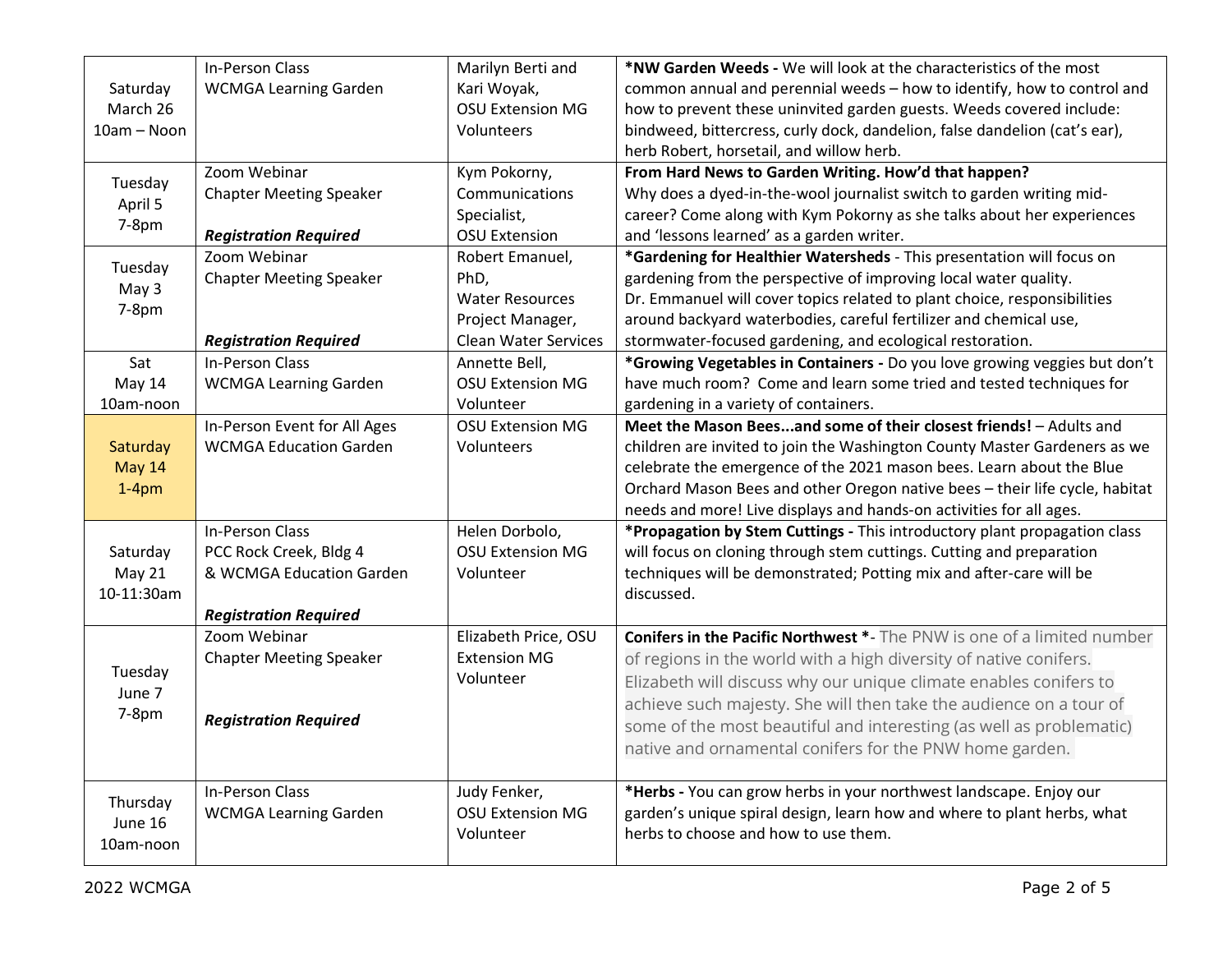| Date/Time | Format/Location | Presenter | Description |
|---|---|---|---|
| Saturday<br>March 26<br>10am – Noon | In-Person Class<br>WCMGA Learning Garden | Marilyn Berti and Kari Woyak,<br>OSU Extension MG Volunteers | ***NW Garden Weeds -** We will look at the characteristics of the most common annual and perennial weeds – how to identify, how to control and how to prevent these uninvited garden guests. Weeds covered include: bindweed, bittercress, curly dock, dandelion, false dandelion (cat's ear), herb Robert, horsetail, and willow herb. |
| Tuesday<br>April 5<br>7-8pm | Zoom Webinar<br>Chapter Meeting Speaker<br><br>***Registration Required*** | Kym Pokorny,<br>Communications Specialist,<br>OSU Extension | **From Hard News to Garden Writing. How'd that happen?**<br>Why does a dyed-in-the-wool journalist switch to garden writing mid-career? Come along with Kym Pokorny as she talks about her experiences and 'lessons learned' as a garden writer. |
| Tuesday<br>May 3<br>7-8pm | Zoom Webinar<br>Chapter Meeting Speaker<br><br>***Registration Required*** | Robert Emanuel, PhD,<br>Water Resources Project Manager,<br>Clean Water Services | ***Gardening for Healthier Watersheds** - This presentation will focus on gardening from the perspective of improving local water quality.<br>Dr. Emmanuel will cover topics related to plant choice, responsibilities around backyard waterbodies, careful fertilizer and chemical use, stormwater-focused gardening, and ecological restoration. |
| Sat<br>May 14<br>10am-noon | In-Person Class<br>WCMGA Learning Garden | Annette Bell,<br>OSU Extension MG Volunteer | ***Growing Vegetables in Containers -** Do you love growing veggies but don't have much room? Come and learn some tried and tested techniques for gardening in a variety of containers. |
| Saturday<br>May 14<br>1-4pm | In-Person Event for All Ages<br>WCMGA Education Garden | OSU Extension MG Volunteers | **Meet the Mason Bees...and some of their closest friends!** – Adults and children are invited to join the Washington County Master Gardeners as we celebrate the emergence of the 2021 mason bees. Learn about the Blue Orchard Mason Bees and other Oregon native bees – their life cycle, habitat needs and more! Live displays and hands-on activities for all ages. |
| Saturday<br>May 21<br>10-11:30am | In-Person Class<br>PCC Rock Creek, Bldg 4<br>& WCMGA Education Garden<br><br>***Registration Required*** | Helen Dorbolo,<br>OSU Extension MG Volunteer | ***Propagation by Stem Cuttings -** This introductory plant propagation class will focus on cloning through stem cuttings. Cutting and preparation techniques will be demonstrated; Potting mix and after-care will be discussed. |
| Tuesday<br>June 7<br>7-8pm | Zoom Webinar<br>Chapter Meeting Speaker<br><br>***Registration Required*** | Elizabeth Price, OSU Extension MG Volunteer | **Conifers in the Pacific Northwest ***- The PNW is one of a limited number of regions in the world with a high diversity of native conifers. Elizabeth will discuss why our unique climate enables conifers to achieve such majesty. She will then take the audience on a tour of some of the most beautiful and interesting (as well as problematic) native and ornamental conifers for the PNW home garden. |
| Thursday<br>June 16<br>10am-noon | In-Person Class<br>WCMGA Learning Garden | Judy Fenker,<br>OSU Extension MG Volunteer | ***Herbs -** You can grow herbs in your northwest landscape. Enjoy our garden's unique spiral design, learn how and where to plant herbs, what herbs to choose and how to use them. |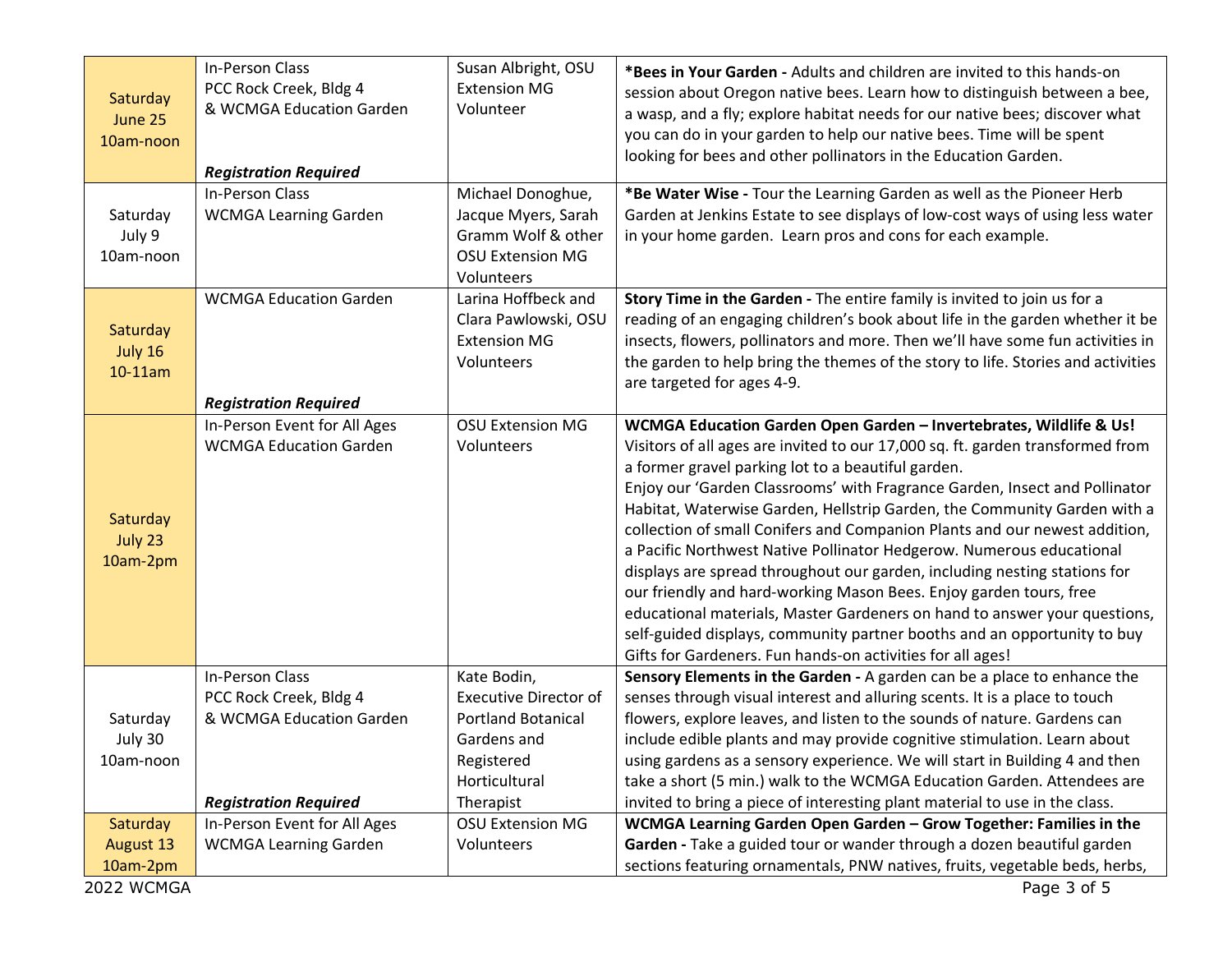| Date | Location | Presenter | Description |
|---|---|---|---|
| Saturday June 25 10am-noon | In-Person Class PCC Rock Creek, Bldg 4 & WCMGA Education Garden ***Registration Required*** | Susan Albright, OSU Extension MG Volunteer | **\*Bees in Your Garden -** Adults and children are invited to this hands-on session about Oregon native bees. Learn how to distinguish between a bee, a wasp, and a fly; explore habitat needs for our native bees; discover what you can do in your garden to help our native bees. Time will be spent looking for bees and other pollinators in the Education Garden. |
| Saturday July 9 10am-noon | In-Person Class WCMGA Learning Garden | Michael Donoghue, Jacque Myers, Sarah Gramm Wolf & other OSU Extension MG Volunteers | **\*Be Water Wise -** Tour the Learning Garden as well as the Pioneer Herb Garden at Jenkins Estate to see displays of low-cost ways of using less water in your home garden. Learn pros and cons for each example. |
| Saturday July 16 10-11am | WCMGA Education Garden ***Registration Required*** | Larina Hoffbeck and Clara Pawlowski, OSU Extension MG Volunteers | **Story Time in the Garden -** The entire family is invited to join us for a reading of an engaging children's book about life in the garden whether it be insects, flowers, pollinators and more. Then we'll have some fun activities in the garden to help bring the themes of the story to life. Stories and activities are targeted for ages 4-9. |
| Saturday July 23 10am-2pm | In-Person Event for All Ages WCMGA Education Garden | OSU Extension MG Volunteers | **WCMGA Education Garden Open Garden – Invertebrates, Wildlife & Us!** Visitors of all ages are invited to our 17,000 sq. ft. garden transformed from a former gravel parking lot to a beautiful garden. Enjoy our 'Garden Classrooms' with Fragrance Garden, Insect and Pollinator Habitat, Waterwise Garden, Hellstrip Garden, the Community Garden with a collection of small Conifers and Companion Plants and our newest addition, a Pacific Northwest Native Pollinator Hedgerow. Numerous educational displays are spread throughout our garden, including nesting stations for our friendly and hard-working Mason Bees. Enjoy garden tours, free educational materials, Master Gardeners on hand to answer your questions, self-guided displays, community partner booths and an opportunity to buy Gifts for Gardeners. Fun hands-on activities for all ages! |
| Saturday July 30 10am-noon | In-Person Class PCC Rock Creek, Bldg 4 & WCMGA Education Garden ***Registration Required*** | Kate Bodin, Executive Director of Portland Botanical Gardens and Registered Horticultural Therapist | **Sensory Elements in the Garden -** A garden can be a place to enhance the senses through visual interest and alluring scents. It is a place to touch flowers, explore leaves, and listen to the sounds of nature. Gardens can include edible plants and may provide cognitive stimulation. Learn about using gardens as a sensory experience. We will start in Building 4 and then take a short (5 min.) walk to the WCMGA Education Garden. Attendees are invited to bring a piece of interesting plant material to use in the class. |
| Saturday August 13 10am-2pm | In-Person Event for All Ages WCMGA Learning Garden | OSU Extension MG Volunteers | **WCMGA Learning Garden Open Garden – Grow Together: Families in the Garden -** Take a guided tour or wander through a dozen beautiful garden sections featuring ornamentals, PNW natives, fruits, vegetable beds, herbs, |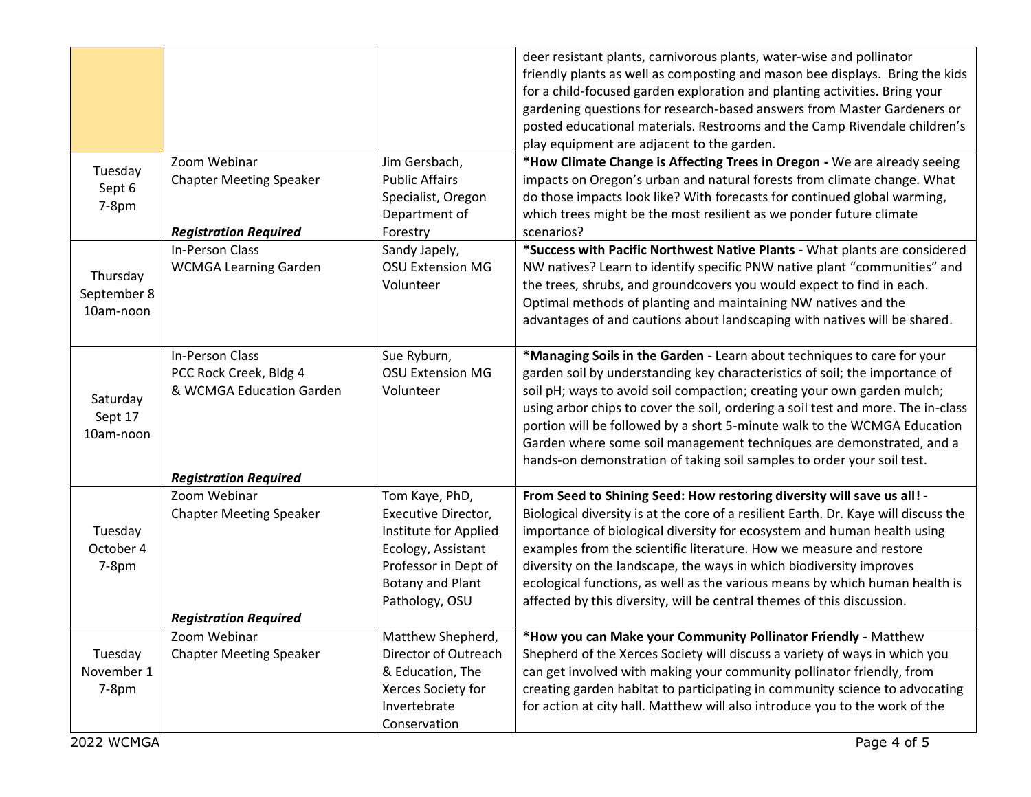| | | | |
|---|---|---|---|
| | | | deer resistant plants, carnivorous plants, water-wise and pollinator friendly plants as well as composting and mason bee displays. Bring the kids for a child-focused garden exploration and planting activities. Bring your gardening questions for research-based answers from Master Gardeners or posted educational materials. Restrooms and the Camp Rivendale children's play equipment are adjacent to the garden. |
| Tuesday Sept 6 7-8pm | Zoom Webinar<br>Chapter Meeting Speaker<br><br>***Registration Required*** | Jim Gersbach, Public Affairs Specialist, Oregon Department of Forestry | **\*How Climate Change is Affecting Trees in Oregon -** We are already seeing impacts on Oregon's urban and natural forests from climate change. What do those impacts look like? With forecasts for continued global warming, which trees might be the most resilient as we ponder future climate scenarios? |
| Thursday September 8 10am-noon | In-Person Class<br>WCMGA Learning Garden | Sandy Japely, OSU Extension MG Volunteer | **\*Success with Pacific Northwest Native Plants -** What plants are considered NW natives? Learn to identify specific PNW native plant "communities" and the trees, shrubs, and groundcovers you would expect to find in each. Optimal methods of planting and maintaining NW natives and the advantages of and cautions about landscaping with natives will be shared. |
| Saturday Sept 17 10am-noon | In-Person Class<br>PCC Rock Creek, Bldg 4<br>& WCMGA Education Garden<br><br>***Registration Required*** | Sue Ryburn, OSU Extension MG Volunteer | **\*Managing Soils in the Garden -** Learn about techniques to care for your garden soil by understanding key characteristics of soil; the importance of soil pH; ways to avoid soil compaction; creating your own garden mulch; using arbor chips to cover the soil, ordering a soil test and more. The in-class portion will be followed by a short 5-minute walk to the WCMGA Education Garden where some soil management techniques are demonstrated, and a hands-on demonstration of taking soil samples to order your soil test. |
| Tuesday October 4 7-8pm | Zoom Webinar<br>Chapter Meeting Speaker<br><br>***Registration Required*** | Tom Kaye, PhD, Executive Director, Institute for Applied Ecology, Assistant Professor in Dept of Botany and Plant Pathology, OSU | **From Seed to Shining Seed: How restoring diversity will save us all! -** Biological diversity is at the core of a resilient Earth. Dr. Kaye will discuss the importance of biological diversity for ecosystem and human health using examples from the scientific literature. How we measure and restore diversity on the landscape, the ways in which biodiversity improves ecological functions, as well as the various means by which human health is affected by this diversity, will be central themes of this discussion. |
| Tuesday November 1 7-8pm | Zoom Webinar<br>Chapter Meeting Speaker | Matthew Shepherd, Director of Outreach & Education, The Xerces Society for Invertebrate Conservation | **\*How you can Make your Community Pollinator Friendly -** Matthew Shepherd of the Xerces Society will discuss a variety of ways in which you can get involved with making your community pollinator friendly, from creating garden habitat to participating in community science to advocating for action at city hall. Matthew will also introduce you to the work of the |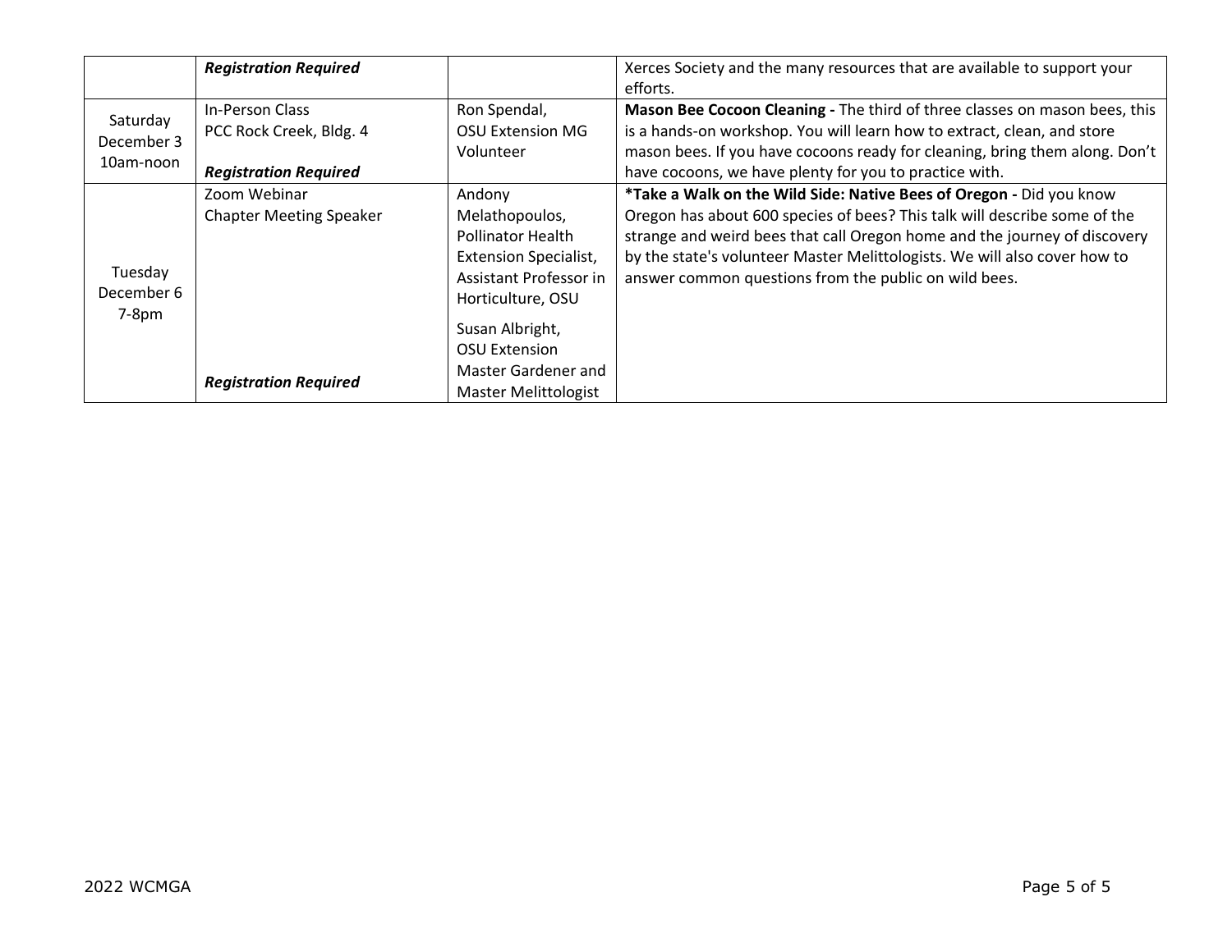| | | | |
|---|---|---|---|
| | ***Registration Required*** | | Xerces Society and the many resources that are available to support your efforts. |
| Saturday December 3 10am-noon | In-Person Class PCC Rock Creek, Bldg. 4 ***Registration Required*** | Ron Spendal, OSU Extension MG Volunteer | **Mason Bee Cocoon Cleaning -** The third of three classes on mason bees, this is a hands-on workshop. You will learn how to extract, clean, and store mason bees. If you have cocoons ready for cleaning, bring them along. Don't have cocoons, we have plenty for you to practice with. |
| Tuesday December 6 7-8pm | Zoom Webinar Chapter Meeting Speaker ***Registration Required*** | Andony Melathopoulos, Pollinator Health Extension Specialist, Assistant Professor in Horticulture, OSU<br><br>Susan Albright, OSU Extension Master Gardener and Master Melittologist | **\*Take a Walk on the Wild Side: Native Bees of Oregon -** Did you know Oregon has about 600 species of bees? This talk will describe some of the strange and weird bees that call Oregon home and the journey of discovery by the state's volunteer Master Melittologists. We will also cover how to answer common questions from the public on wild bees. |

2022 WCMGA